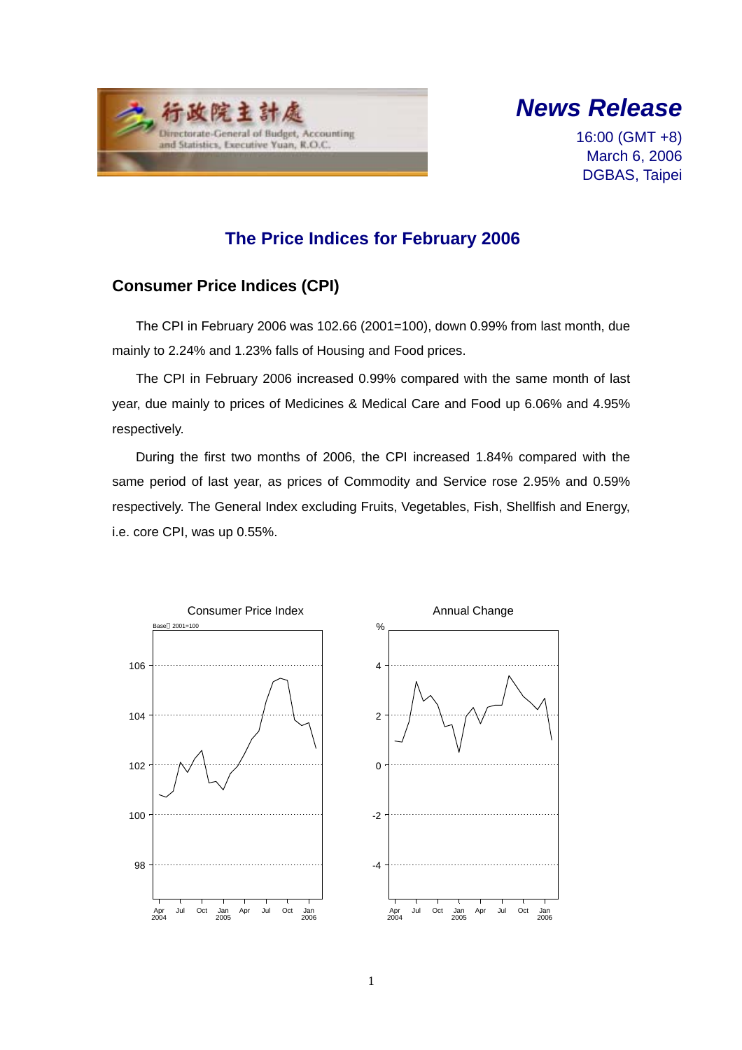行政院主計處
Directorate-General of Budget, Accounting and Statistics, Executive Yuan, R.O.C.

***News Release***

16:00 (GMT +8)
March 6, 2006
DGBAS, Taipei

# The Price Indices for February 2006

## Consumer Price Indices (CPI)

The CPI in February 2006 was 102.66 (2001=100), down 0.99% from last month, due mainly to 2.24% and 1.23% falls of Housing and Food prices.

The CPI in February 2006 increased 0.99% compared with the same month of last year, due mainly to prices of Medicines & Medical Care and Food up 6.06% and 4.95% respectively.

During the first two months of 2006, the CPI increased 1.84% compared with the same period of last year, as prices of Commodity and Service rose 2.95% and 0.59% respectively. The General Index excluding Fruits, Vegetables, Fish, Shellfish and Energy, i.e. core CPI, was up 0.55%.

Consumer Price Index

Base：2001=100

Annual Change

%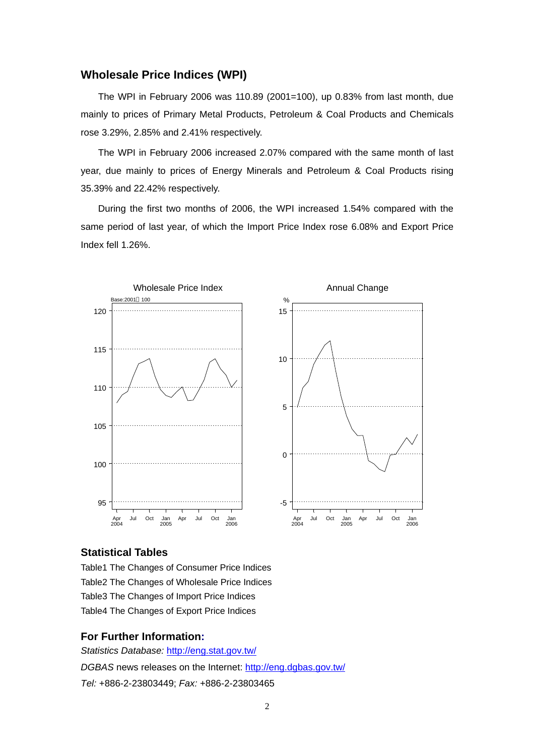## Wholesale Price Indices (WPI)

The WPI in February 2006 was 110.89 (2001=100), up 0.83% from last month, due mainly to prices of Primary Metal Products, Petroleum & Coal Products and Chemicals rose 3.29%, 2.85% and 2.41% respectively.

The WPI in February 2006 increased 2.07% compared with the same month of last year, due mainly to prices of Energy Minerals and Petroleum & Coal Products rising 35.39% and 22.42% respectively.

During the first two months of 2006, the WPI increased 1.54% compared with the same period of last year, of which the Import Price Index rose 6.08% and Export Price Index fell 1.26%.

Wholesale Price Index

Annual Change

## Statistical Tables

Table1 The Changes of Consumer Price Indices

Table2 The Changes of Wholesale Price Indices

Table3 The Changes of Import Price Indices

Table4 The Changes of Export Price Indices

## For Further Information:

*Statistics Database:* http://eng.stat.gov.tw/

*DGBAS* news releases on the Internet: http://eng.dgbas.gov.tw/

*Tel:* +886-2-23803449; *Fax:* +886-2-23803465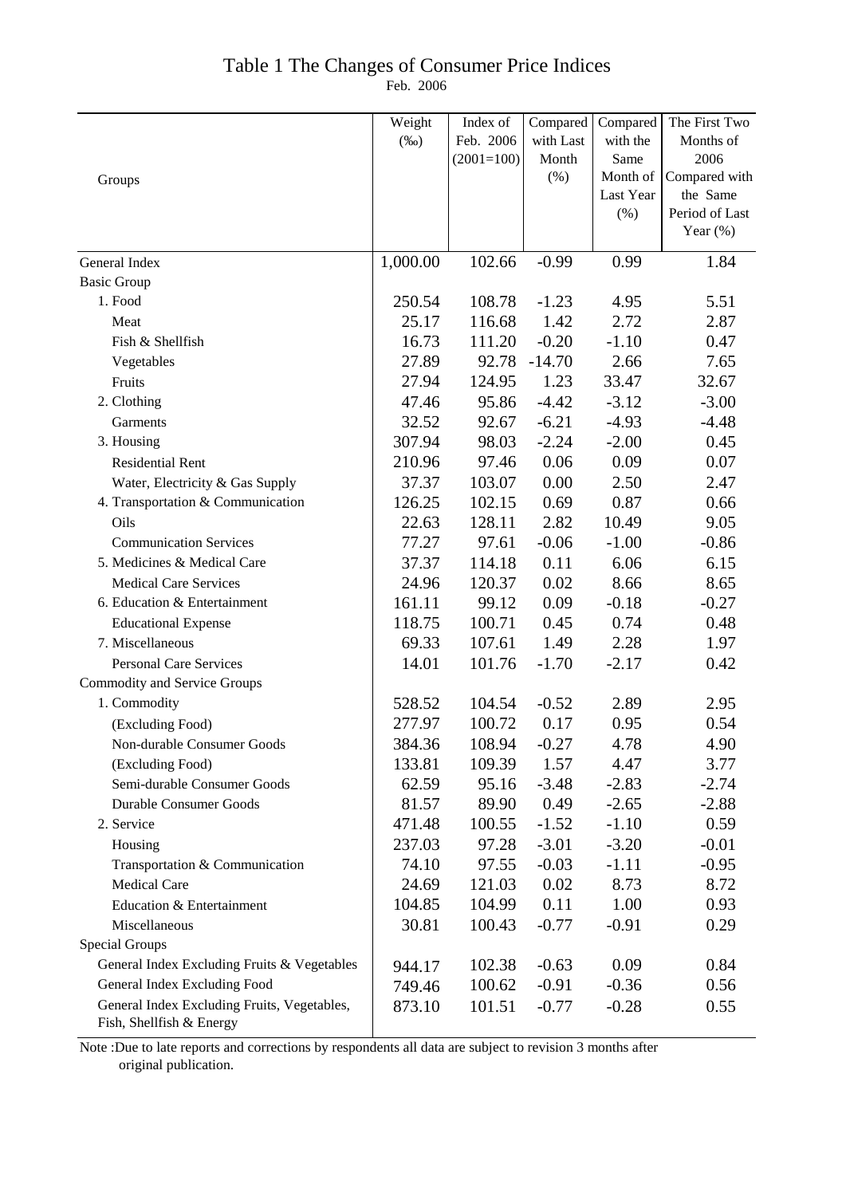# Table 1 The Changes of Consumer Price Indices

Feb. 2006

| Groups | Weight (‰) | Index of Feb. 2006 (2001=100) | Compared with Last Month (%) | Compared with the Same Month of Last Year (%) | The First Two Months of 2006 Compared with the Same Period of Last Year (%) |
|---|---|---|---|---|---|
| General Index | 1,000.00 | 102.66 | -0.99 | 0.99 | 1.84 |
| Basic Group | | | | | |
| 1. Food | 250.54 | 108.78 | -1.23 | 4.95 | 5.51 |
| Meat | 25.17 | 116.68 | 1.42 | 2.72 | 2.87 |
| Fish & Shellfish | 16.73 | 111.20 | -0.20 | -1.10 | 0.47 |
| Vegetables | 27.89 | 92.78 | -14.70 | 2.66 | 7.65 |
| Fruits | 27.94 | 124.95 | 1.23 | 33.47 | 32.67 |
| 2. Clothing | 47.46 | 95.86 | -4.42 | -3.12 | -3.00 |
| Garments | 32.52 | 92.67 | -6.21 | -4.93 | -4.48 |
| 3. Housing | 307.94 | 98.03 | -2.24 | -2.00 | 0.45 |
| Residential Rent | 210.96 | 97.46 | 0.06 | 0.09 | 0.07 |
| Water, Electricity & Gas Supply | 37.37 | 103.07 | 0.00 | 2.50 | 2.47 |
| 4. Transportation & Communication | 126.25 | 102.15 | 0.69 | 0.87 | 0.66 |
| Oils | 22.63 | 128.11 | 2.82 | 10.49 | 9.05 |
| Communication Services | 77.27 | 97.61 | -0.06 | -1.00 | -0.86 |
| 5. Medicines & Medical Care | 37.37 | 114.18 | 0.11 | 6.06 | 6.15 |
| Medical Care Services | 24.96 | 120.37 | 0.02 | 8.66 | 8.65 |
| 6. Education & Entertainment | 161.11 | 99.12 | 0.09 | -0.18 | -0.27 |
| Educational Expense | 118.75 | 100.71 | 0.45 | 0.74 | 0.48 |
| 7. Miscellaneous | 69.33 | 107.61 | 1.49 | 2.28 | 1.97 |
| Personal Care Services | 14.01 | 101.76 | -1.70 | -2.17 | 0.42 |
| Commodity and Service Groups | | | | | |
| 1. Commodity | 528.52 | 104.54 | -0.52 | 2.89 | 2.95 |
| (Excluding Food) | 277.97 | 100.72 | 0.17 | 0.95 | 0.54 |
| Non-durable Consumer Goods | 384.36 | 108.94 | -0.27 | 4.78 | 4.90 |
| (Excluding Food) | 133.81 | 109.39 | 1.57 | 4.47 | 3.77 |
| Semi-durable Consumer Goods | 62.59 | 95.16 | -3.48 | -2.83 | -2.74 |
| Durable Consumer Goods | 81.57 | 89.90 | 0.49 | -2.65 | -2.88 |
| 2. Service | 471.48 | 100.55 | -1.52 | -1.10 | 0.59 |
| Housing | 237.03 | 97.28 | -3.01 | -3.20 | -0.01 |
| Transportation & Communication | 74.10 | 97.55 | -0.03 | -1.11 | -0.95 |
| Medical Care | 24.69 | 121.03 | 0.02 | 8.73 | 8.72 |
| Education & Entertainment | 104.85 | 104.99 | 0.11 | 1.00 | 0.93 |
| Miscellaneous | 30.81 | 100.43 | -0.77 | -0.91 | 0.29 |
| Special Groups | | | | | |
| General Index Excluding Fruits & Vegetables | 944.17 | 102.38 | -0.63 | 0.09 | 0.84 |
| General Index Excluding Food | 749.46 | 100.62 | -0.91 | -0.36 | 0.56 |
| General Index Excluding Fruits, Vegetables, Fish, Shellfish & Energy | 873.10 | 101.51 | -0.77 | -0.28 | 0.55 |

Note :Due to late reports and corrections by respondents all data are subject to revision 3 months after original publication.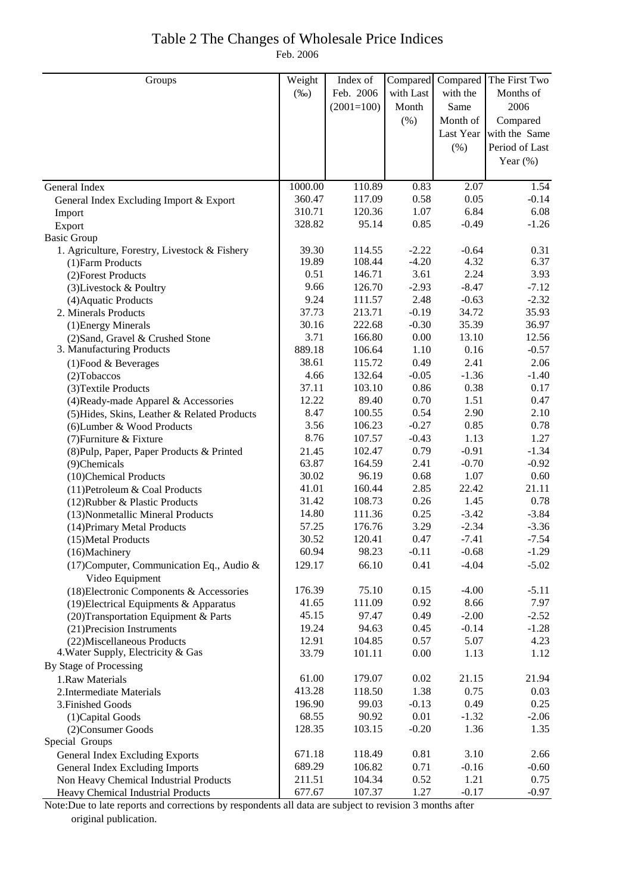# Table 2 The Changes of Wholesale Price Indices

Feb. 2006

| Groups | Weight (‰) | Index of Feb. 2006 (2001=100) | Compared with Last Month (%) | Compared with the Same Month of Last Year (%) | The First Two Months of 2006 Compared with the Same Period of Last Year (%) |
|---|---|---|---|---|---|
| General Index | 1000.00 | 110.89 | 0.83 | 2.07 | 1.54 |
| General Index Excluding Import & Export | 360.47 | 117.09 | 0.58 | 0.05 | -0.14 |
| Import | 310.71 | 120.36 | 1.07 | 6.84 | 6.08 |
| Export | 328.82 | 95.14 | 0.85 | -0.49 | -1.26 |
| Basic Group | | | | | |
| 1. Agriculture, Forestry, Livestock & Fishery | 39.30 | 114.55 | -2.22 | -0.64 | 0.31 |
| (1)Farm Products | 19.89 | 108.44 | -4.20 | 4.32 | 6.37 |
| (2)Forest Products | 0.51 | 146.71 | 3.61 | 2.24 | 3.93 |
| (3)Livestock & Poultry | 9.66 | 126.70 | -2.93 | -8.47 | -7.12 |
| (4)Aquatic Products | 9.24 | 111.57 | 2.48 | -0.63 | -2.32 |
| 2. Minerals Products | 37.73 | 213.71 | -0.19 | 34.72 | 35.93 |
| (1)Energy Minerals | 30.16 | 222.68 | -0.30 | 35.39 | 36.97 |
| (2)Sand, Gravel & Crushed Stone | 3.71 | 166.80 | 0.00 | 13.10 | 12.56 |
| 3. Manufacturing Products | 889.18 | 106.64 | 1.10 | 0.16 | -0.57 |
| (1)Food & Beverages | 38.61 | 115.72 | 0.49 | 2.41 | 2.06 |
| (2)Tobaccos | 4.66 | 132.64 | -0.05 | -1.36 | -1.40 |
| (3)Textile Products | 37.11 | 103.10 | 0.86 | 0.38 | 0.17 |
| (4)Ready-made Apparel & Accessories | 12.22 | 89.40 | 0.70 | 1.51 | 0.47 |
| (5)Hides, Skins, Leather & Related Products | 8.47 | 100.55 | 0.54 | 2.90 | 2.10 |
| (6)Lumber & Wood Products | 3.56 | 106.23 | -0.27 | 0.85 | 0.78 |
| (7)Furniture & Fixture | 8.76 | 107.57 | -0.43 | 1.13 | 1.27 |
| (8)Pulp, Paper, Paper Products & Printed | 21.45 | 102.47 | 0.79 | -0.91 | -1.34 |
| (9)Chemicals | 63.87 | 164.59 | 2.41 | -0.70 | -0.92 |
| (10)Chemical Products | 30.02 | 96.19 | 0.68 | 1.07 | 0.60 |
| (11)Petroleum & Coal Products | 41.01 | 160.44 | 2.85 | 22.42 | 21.11 |
| (12)Rubber & Plastic Products | 31.42 | 108.73 | 0.26 | 1.45 | 0.78 |
| (13)Nonmetallic Mineral Products | 14.80 | 111.36 | 0.25 | -3.42 | -3.84 |
| (14)Primary Metal Products | 57.25 | 176.76 | 3.29 | -2.34 | -3.36 |
| (15)Metal Products | 30.52 | 120.41 | 0.47 | -7.41 | -7.54 |
| (16)Machinery | 60.94 | 98.23 | -0.11 | -0.68 | -1.29 |
| (17)Computer, Communication Eq., Audio & Video Equipment | 129.17 | 66.10 | 0.41 | -4.04 | -5.02 |
| (18)Electronic Components & Accessories | 176.39 | 75.10 | 0.15 | -4.00 | -5.11 |
| (19)Electrical Equipments & Apparatus | 41.65 | 111.09 | 0.92 | 8.66 | 7.97 |
| (20)Transportation Equipment & Parts | 45.15 | 97.47 | 0.49 | -2.00 | -2.52 |
| (21)Precision Instruments | 19.24 | 94.63 | 0.45 | -0.14 | -1.28 |
| (22)Miscellaneous Products | 12.91 | 104.85 | 0.57 | 5.07 | 4.23 |
| 4.Water Supply, Electricity & Gas | 33.79 | 101.11 | 0.00 | 1.13 | 1.12 |
| By Stage of Processing | | | | | |
| 1.Raw Materials | 61.00 | 179.07 | 0.02 | 21.15 | 21.94 |
| 2.Intermediate Materials | 413.28 | 118.50 | 1.38 | 0.75 | 0.03 |
| 3.Finished Goods | 196.90 | 99.03 | -0.13 | 0.49 | 0.25 |
| (1)Capital Goods | 68.55 | 90.92 | 0.01 | -1.32 | -2.06 |
| (2)Consumer Goods | 128.35 | 103.15 | -0.20 | 1.36 | 1.35 |
| Special Groups | | | | | |
| General Index Excluding Exports | 671.18 | 118.49 | 0.81 | 3.10 | 2.66 |
| General Index Excluding Imports | 689.29 | 106.82 | 0.71 | -0.16 | -0.60 |
| Non Heavy Chemical Industrial Products | 211.51 | 104.34 | 0.52 | 1.21 | 0.75 |
| Heavy Chemical Industrial Products | 677.67 | 107.37 | 1.27 | -0.17 | -0.97 |

Note:Due to late reports and corrections by respondents all data are subject to revision 3 months after original publication.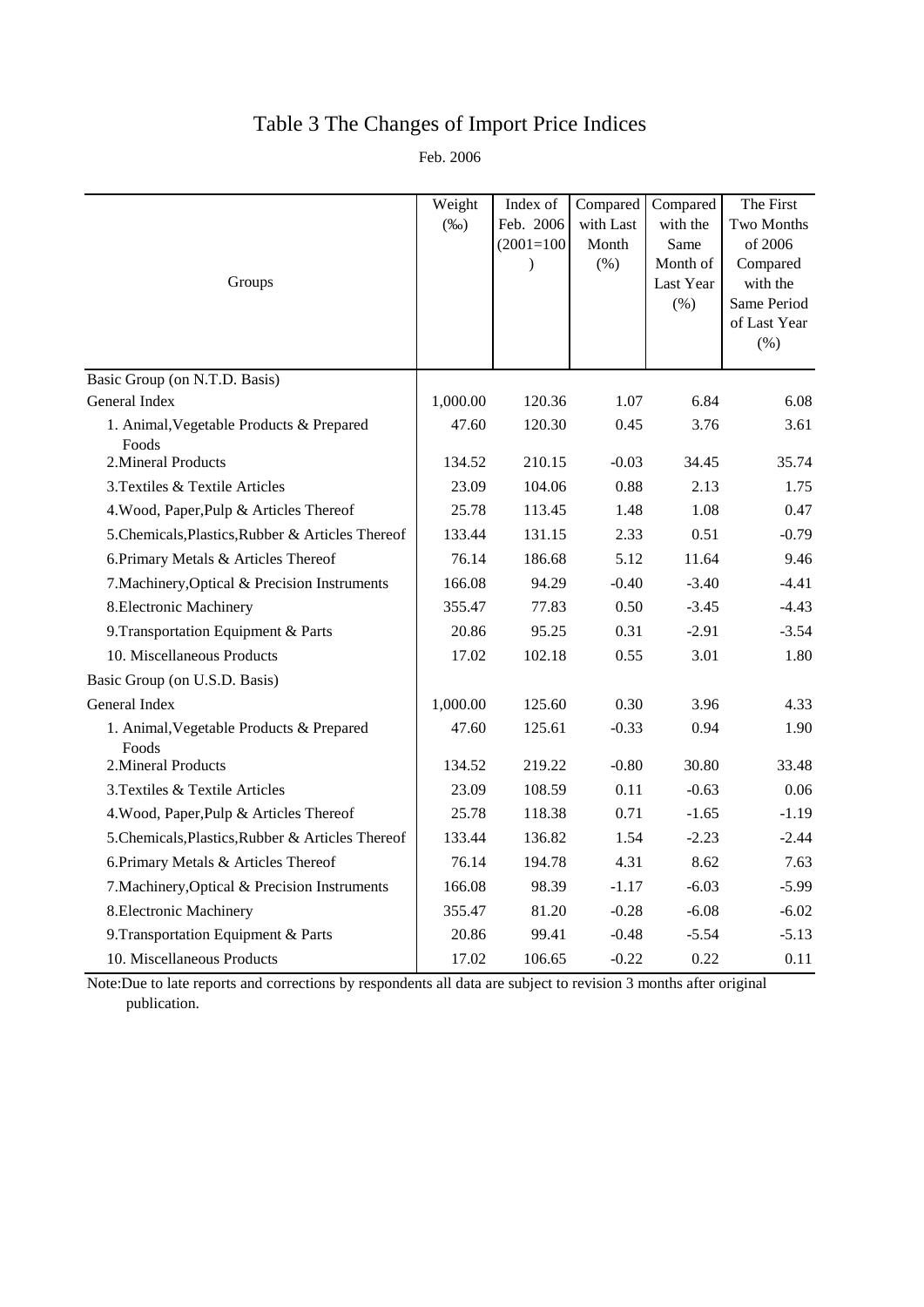# Table 3 The Changes of Import Price Indices

Feb. 2006

| Groups | Weight (‰) | Index of Feb. 2006 (2001=100) | Compared with Last Month (%) | Compared with the Same Month of Last Year (%) | The First Two Months of 2006 Compared with the Same Period of Last Year (%) |
|---|---|---|---|---|---|
| Basic Group (on N.T.D. Basis) | | | | | |
| General Index | 1,000.00 | 120.36 | 1.07 | 6.84 | 6.08 |
| 1. Animal,Vegetable Products & Prepared Foods | 47.60 | 120.30 | 0.45 | 3.76 | 3.61 |
| 2.Mineral Products | 134.52 | 210.15 | -0.03 | 34.45 | 35.74 |
| 3.Textiles & Textile Articles | 23.09 | 104.06 | 0.88 | 2.13 | 1.75 |
| 4.Wood, Paper,Pulp & Articles Thereof | 25.78 | 113.45 | 1.48 | 1.08 | 0.47 |
| 5.Chemicals,Plastics,Rubber & Articles Thereof | 133.44 | 131.15 | 2.33 | 0.51 | -0.79 |
| 6.Primary Metals & Articles Thereof | 76.14 | 186.68 | 5.12 | 11.64 | 9.46 |
| 7.Machinery,Optical & Precision Instruments | 166.08 | 94.29 | -0.40 | -3.40 | -4.41 |
| 8.Electronic Machinery | 355.47 | 77.83 | 0.50 | -3.45 | -4.43 |
| 9.Transportation Equipment & Parts | 20.86 | 95.25 | 0.31 | -2.91 | -3.54 |
| 10. Miscellaneous Products | 17.02 | 102.18 | 0.55 | 3.01 | 1.80 |
| Basic Group (on U.S.D. Basis) | | | | | |
| General Index | 1,000.00 | 125.60 | 0.30 | 3.96 | 4.33 |
| 1. Animal,Vegetable Products & Prepared Foods | 47.60 | 125.61 | -0.33 | 0.94 | 1.90 |
| 2.Mineral Products | 134.52 | 219.22 | -0.80 | 30.80 | 33.48 |
| 3.Textiles & Textile Articles | 23.09 | 108.59 | 0.11 | -0.63 | 0.06 |
| 4.Wood, Paper,Pulp & Articles Thereof | 25.78 | 118.38 | 0.71 | -1.65 | -1.19 |
| 5.Chemicals,Plastics,Rubber & Articles Thereof | 133.44 | 136.82 | 1.54 | -2.23 | -2.44 |
| 6.Primary Metals & Articles Thereof | 76.14 | 194.78 | 4.31 | 8.62 | 7.63 |
| 7.Machinery,Optical & Precision Instruments | 166.08 | 98.39 | -1.17 | -6.03 | -5.99 |
| 8.Electronic Machinery | 355.47 | 81.20 | -0.28 | -6.08 | -6.02 |
| 9.Transportation Equipment & Parts | 20.86 | 99.41 | -0.48 | -5.54 | -5.13 |
| 10. Miscellaneous Products | 17.02 | 106.65 | -0.22 | 0.22 | 0.11 |

Note:Due to late reports and corrections by respondents all data are subject to revision 3 months after original publication.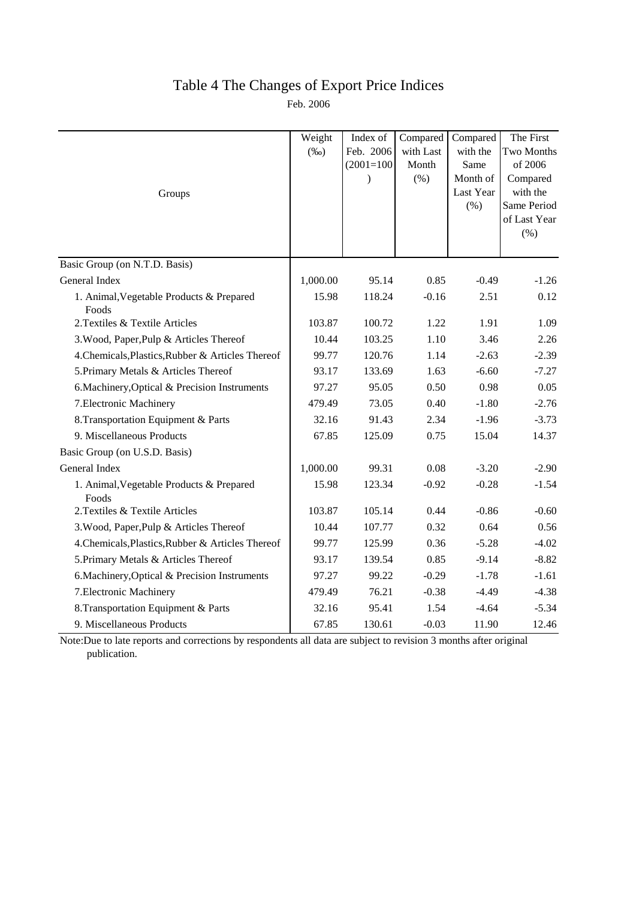# Table 4 The Changes of Export Price Indices

Feb. 2006

| Groups | Weight (‰) | Index of Feb. 2006 (2001=100) | Compared with Last Month (%) | Compared with the Same Month of Last Year (%) | The First Two Months of 2006 Compared with the Same Period of Last Year (%) |
|---|---|---|---|---|---|
| Basic Group (on N.T.D. Basis) | | | | | |
| General Index | 1,000.00 | 95.14 | 0.85 | -0.49 | -1.26 |
| 1. Animal,Vegetable Products & Prepared Foods | 15.98 | 118.24 | -0.16 | 2.51 | 0.12 |
| 2.Textiles & Textile Articles | 103.87 | 100.72 | 1.22 | 1.91 | 1.09 |
| 3.Wood, Paper,Pulp & Articles Thereof | 10.44 | 103.25 | 1.10 | 3.46 | 2.26 |
| 4.Chemicals,Plastics,Rubber & Articles Thereof | 99.77 | 120.76 | 1.14 | -2.63 | -2.39 |
| 5.Primary Metals & Articles Thereof | 93.17 | 133.69 | 1.63 | -6.60 | -7.27 |
| 6.Machinery,Optical & Precision Instruments | 97.27 | 95.05 | 0.50 | 0.98 | 0.05 |
| 7.Electronic Machinery | 479.49 | 73.05 | 0.40 | -1.80 | -2.76 |
| 8.Transportation Equipment & Parts | 32.16 | 91.43 | 2.34 | -1.96 | -3.73 |
| 9. Miscellaneous Products | 67.85 | 125.09 | 0.75 | 15.04 | 14.37 |
| Basic Group (on U.S.D. Basis) | | | | | |
| General Index | 1,000.00 | 99.31 | 0.08 | -3.20 | -2.90 |
| 1. Animal,Vegetable Products & Prepared Foods | 15.98 | 123.34 | -0.92 | -0.28 | -1.54 |
| 2.Textiles & Textile Articles | 103.87 | 105.14 | 0.44 | -0.86 | -0.60 |
| 3.Wood, Paper,Pulp & Articles Thereof | 10.44 | 107.77 | 0.32 | 0.64 | 0.56 |
| 4.Chemicals,Plastics,Rubber & Articles Thereof | 99.77 | 125.99 | 0.36 | -5.28 | -4.02 |
| 5.Primary Metals & Articles Thereof | 93.17 | 139.54 | 0.85 | -9.14 | -8.82 |
| 6.Machinery,Optical & Precision Instruments | 97.27 | 99.22 | -0.29 | -1.78 | -1.61 |
| 7.Electronic Machinery | 479.49 | 76.21 | -0.38 | -4.49 | -4.38 |
| 8.Transportation Equipment & Parts | 32.16 | 95.41 | 1.54 | -4.64 | -5.34 |
| 9. Miscellaneous Products | 67.85 | 130.61 | -0.03 | 11.90 | 12.46 |

Note:Due to late reports and corrections by respondents all data are subject to revision 3 months after original publication.